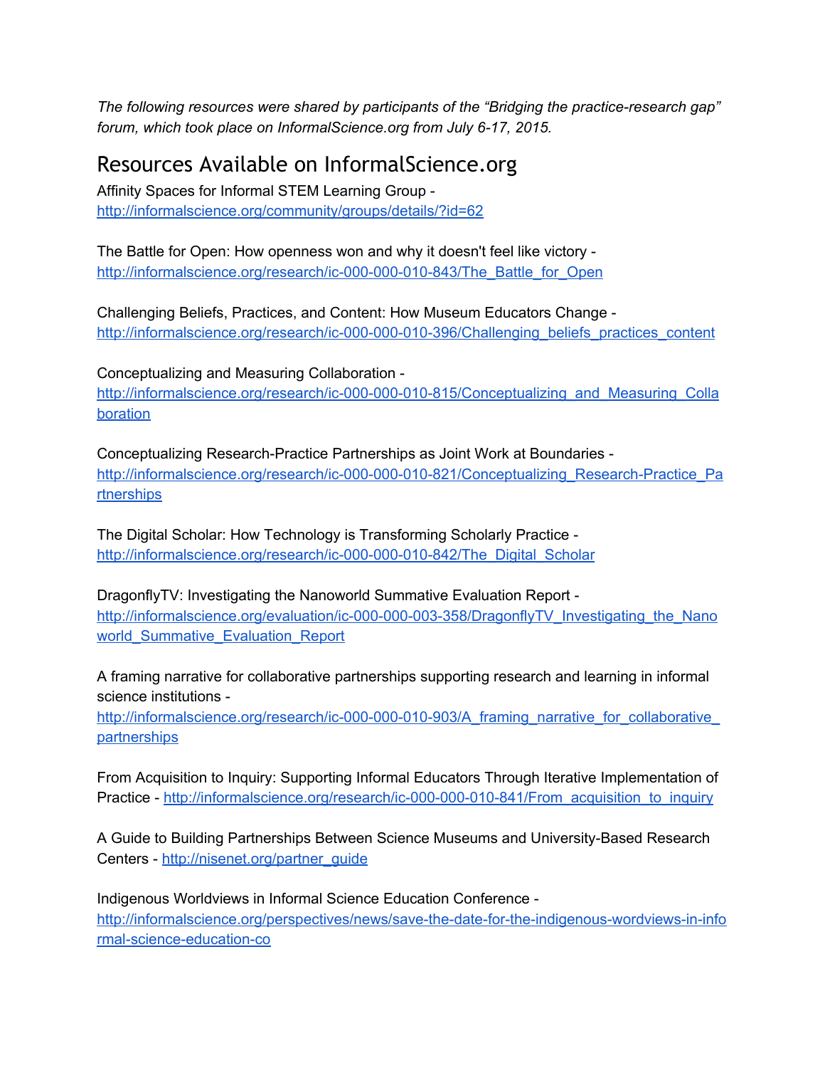*The following resources were shared by participants of the "Bridging the practice-research gap" forum, which took place on InformalScience.org from July 6-17, 2015.*

# Resources Available on InformalScience.org

Affinity Spaces for Informal STEM Learning Group - http://informalscience.org/community/groups/details/?id=62

The Battle for Open: How openness won and why it doesn't feel like victory - http://informalscience.org/research/ic-000-000-010-843/The_Battle_for_Open

Challenging Beliefs, Practices, and Content: How Museum Educators Change - http://informalscience.org/research/ic-000-000-010-396/Challenging_beliefs_practices_content

Conceptualizing and Measuring Collaboration - http://informalscience.org/research/ic-000-000-010-815/Conceptualizing_and_Measuring_Collaboration

Conceptualizing Research-Practice Partnerships as Joint Work at Boundaries - http://informalscience.org/research/ic-000-000-010-821/Conceptualizing_Research-Practice_Partnerships

The Digital Scholar: How Technology is Transforming Scholarly Practice - http://informalscience.org/research/ic-000-000-010-842/The_Digital_Scholar

DragonflyTV: Investigating the Nanoworld Summative Evaluation Report - http://informalscience.org/evaluation/ic-000-000-003-358/DragonflyTV_Investigating_the_Nanoworld_Summative_Evaluation_Report

A framing narrative for collaborative partnerships supporting research and learning in informal science institutions - http://informalscience.org/research/ic-000-000-010-903/A_framing_narrative_for_collaborative_partnerships

From Acquisition to Inquiry: Supporting Informal Educators Through Iterative Implementation of Practice - http://informalscience.org/research/ic-000-000-010-841/From_acquisition_to_inquiry

A Guide to Building Partnerships Between Science Museums and University-Based Research Centers - http://nisenet.org/partner_guide

Indigenous Worldviews in Informal Science Education Conference - http://informalscience.org/perspectives/news/save-the-date-for-the-indigenous-wordviews-in-informal-science-education-co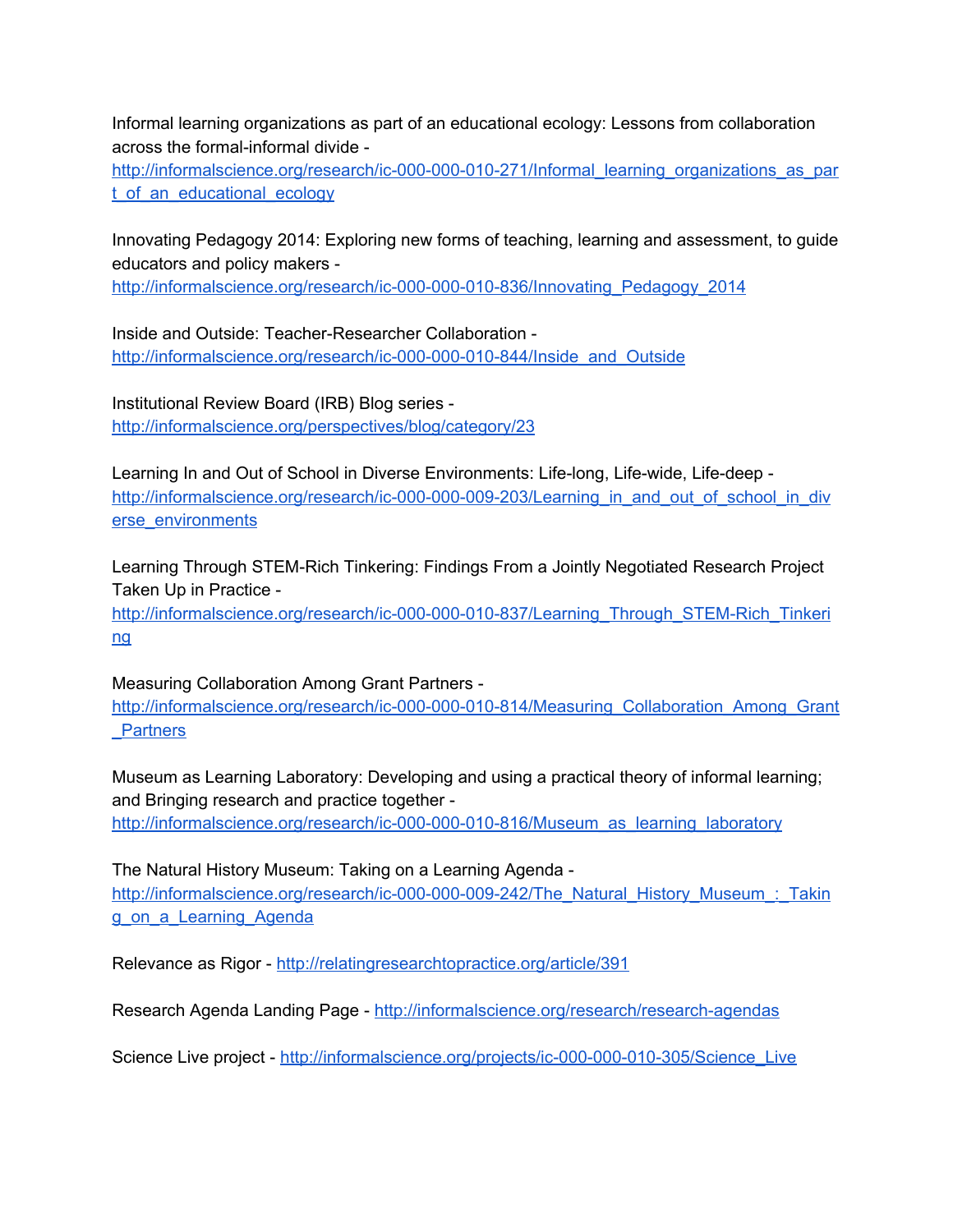Informal learning organizations as part of an educational ecology: Lessons from collaboration across the formal-informal divide - http://informalscience.org/research/ic-000-000-010-271/Informal_learning_organizations_as_part_of_an_educational_ecology

Innovating Pedagogy 2014: Exploring new forms of teaching, learning and assessment, to guide educators and policy makers - http://informalscience.org/research/ic-000-000-010-836/Innovating_Pedagogy_2014

Inside and Outside: Teacher-Researcher Collaboration - http://informalscience.org/research/ic-000-000-010-844/Inside_and_Outside

Institutional Review Board (IRB) Blog series - http://informalscience.org/perspectives/blog/category/23

Learning In and Out of School in Diverse Environments: Life-long, Life-wide, Life-deep - http://informalscience.org/research/ic-000-000-009-203/Learning_in_and_out_of_school_in_diverse_environments

Learning Through STEM-Rich Tinkering: Findings From a Jointly Negotiated Research Project Taken Up in Practice - http://informalscience.org/research/ic-000-000-010-837/Learning_Through_STEM-Rich_Tinkering

Measuring Collaboration Among Grant Partners - http://informalscience.org/research/ic-000-000-010-814/Measuring_Collaboration_Among_Grant_Partners

Museum as Learning Laboratory: Developing and using a practical theory of informal learning; and Bringing research and practice together - http://informalscience.org/research/ic-000-000-010-816/Museum_as_learning_laboratory

The Natural History Museum: Taking on a Learning Agenda - http://informalscience.org/research/ic-000-000-009-242/The_Natural_History_Museum_:_Taking_on_a_Learning_Agenda

Relevance as Rigor - http://relatingresearchtopractice.org/article/391

Research Agenda Landing Page - http://informalscience.org/research/research-agendas

Science Live project - http://informalscience.org/projects/ic-000-000-010-305/Science_Live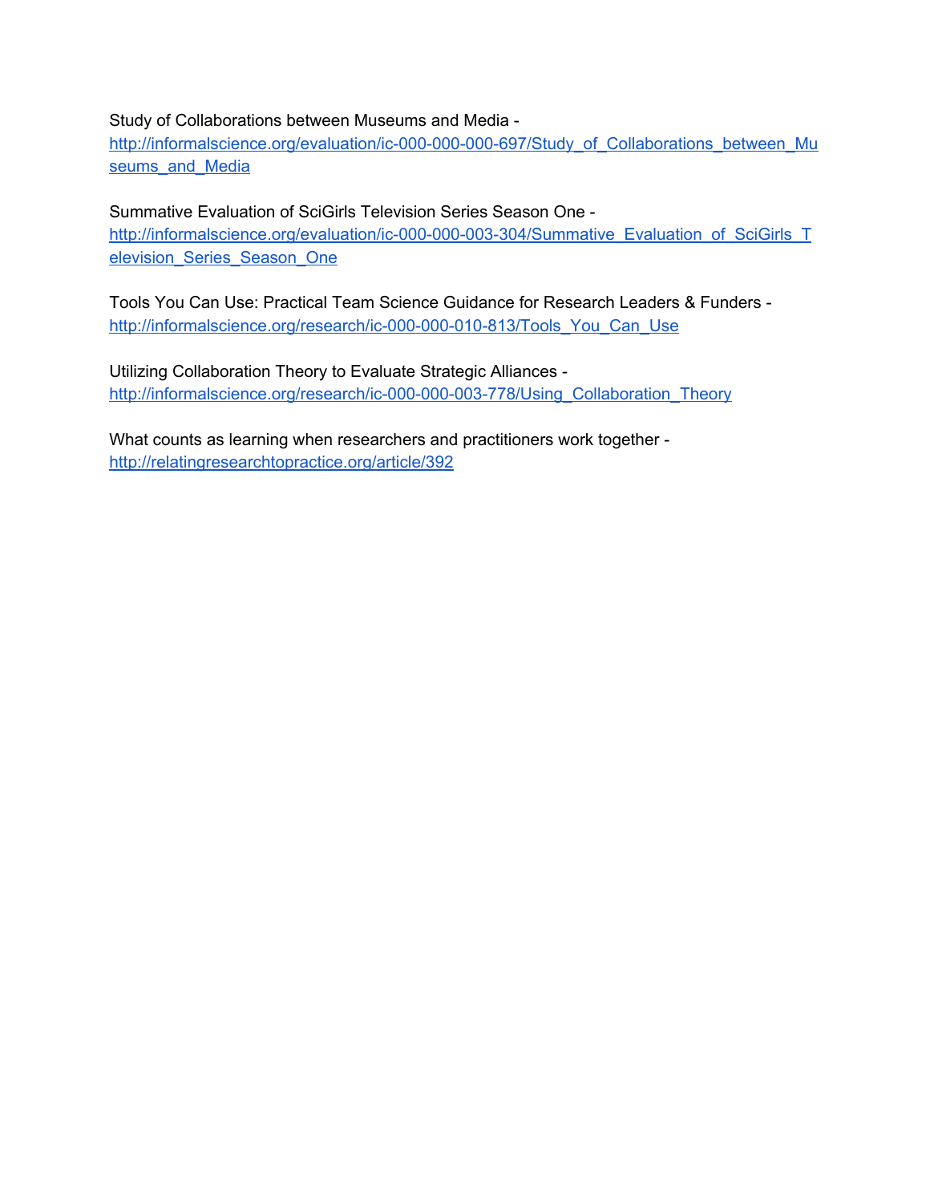Study of Collaborations between Museums and Media - http://informalscience.org/evaluation/ic-000-000-000-697/Study_of_Collaborations_between_Museums_and_Media

Summative Evaluation of SciGirls Television Series Season One - http://informalscience.org/evaluation/ic-000-000-003-304/Summative_Evaluation_of_SciGirls_Television_Series_Season_One

Tools You Can Use: Practical Team Science Guidance for Research Leaders & Funders - http://informalscience.org/research/ic-000-000-010-813/Tools_You_Can_Use

Utilizing Collaboration Theory to Evaluate Strategic Alliances - http://informalscience.org/research/ic-000-000-003-778/Using_Collaboration_Theory

What counts as learning when researchers and practitioners work together - http://relatingresearchtopractice.org/article/392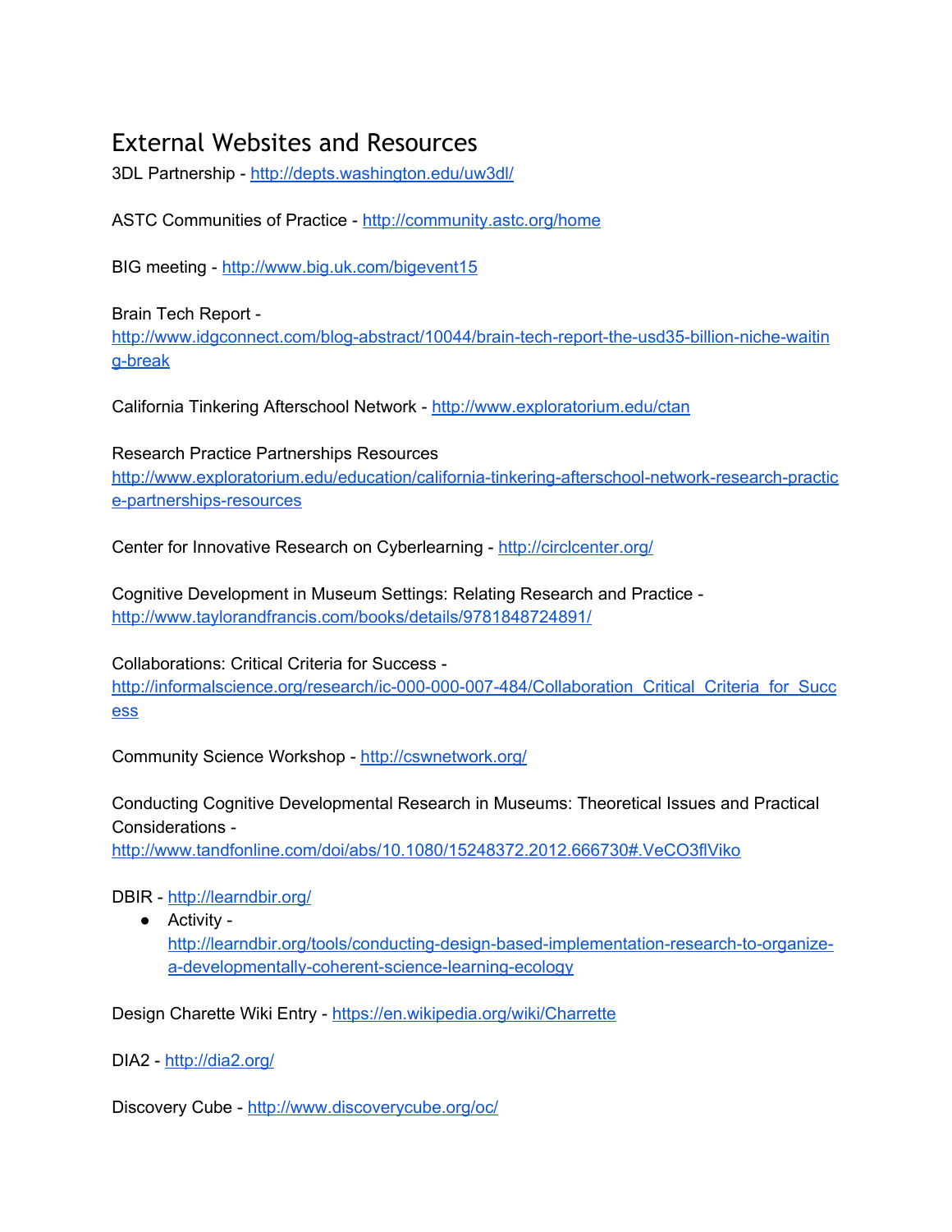# External Websites and Resources

3DL Partnership - http://depts.washington.edu/uw3dl/

ASTC Communities of Practice - http://community.astc.org/home

BIG meeting - http://www.big.uk.com/bigevent15

Brain Tech Report - http://www.idgconnect.com/blog-abstract/10044/brain-tech-report-the-usd35-billion-niche-waiting-break

California Tinkering Afterschool Network - http://www.exploratorium.edu/ctan

Research Practice Partnerships Resources
http://www.exploratorium.edu/education/california-tinkering-afterschool-network-research-practice-partnerships-resources

Center for Innovative Research on Cyberlearning - http://circlcenter.org/

Cognitive Development in Museum Settings: Relating Research and Practice - http://www.taylorandfrancis.com/books/details/9781848724891/

Collaborations: Critical Criteria for Success - http://informalscience.org/research/ic-000-000-007-484/Collaboration_Critical_Criteria_for_Success

Community Science Workshop - http://cswnetwork.org/

Conducting Cognitive Developmental Research in Museums: Theoretical Issues and Practical Considerations - http://www.tandfonline.com/doi/abs/10.1080/15248372.2012.666730#.VeCO3flViko

DBIR - http://learndbir.org/

- Activity - http://learndbir.org/tools/conducting-design-based-implementation-research-to-organize-a-developmentally-coherent-science-learning-ecology

Design Charette Wiki Entry - https://en.wikipedia.org/wiki/Charrette

DIA2 - http://dia2.org/

Discovery Cube - http://www.discoverycube.org/oc/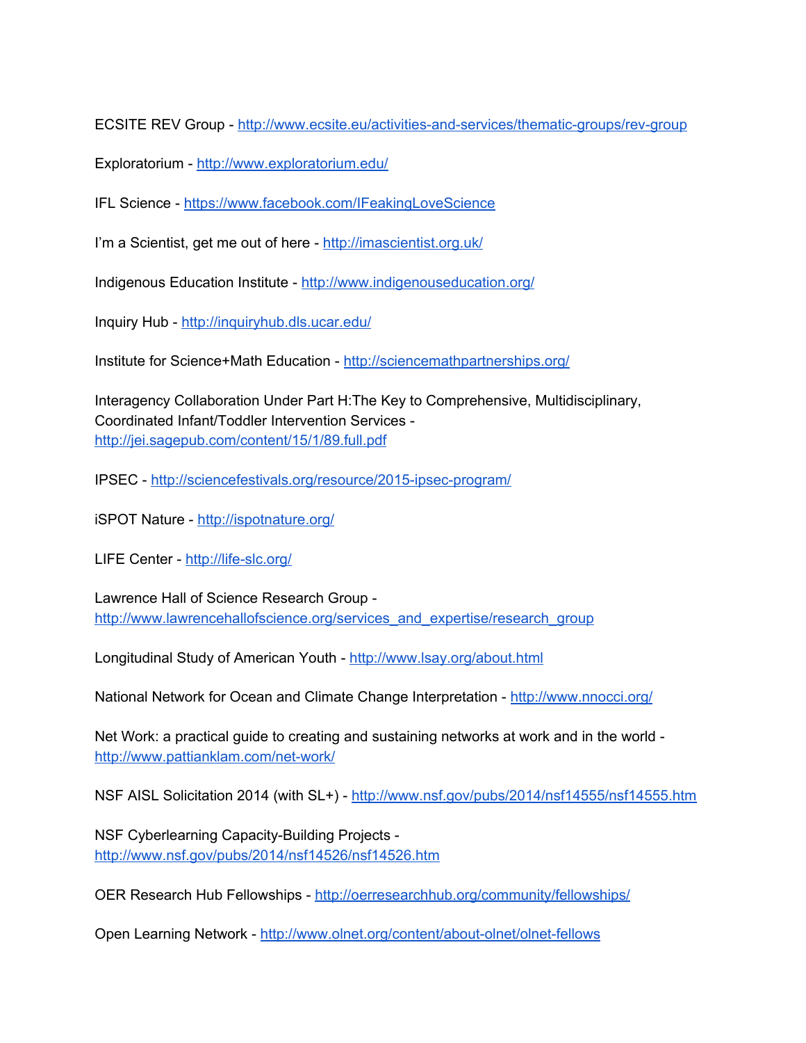ECSITE REV Group - http://www.ecsite.eu/activities-and-services/thematic-groups/rev-group

Exploratorium - http://www.exploratorium.edu/

IFL Science - https://www.facebook.com/IFeakingLoveScience

I'm a Scientist, get me out of here - http://imascientist.org.uk/

Indigenous Education Institute - http://www.indigenouseducation.org/

Inquiry Hub - http://inquiryhub.dls.ucar.edu/

Institute for Science+Math Education - http://sciencemathpartnerships.org/

Interagency Collaboration Under Part H:The Key to Comprehensive, Multidisciplinary, Coordinated Infant/Toddler Intervention Services - http://jei.sagepub.com/content/15/1/89.full.pdf

IPSEC - http://sciencefestivals.org/resource/2015-ipsec-program/

iSPOT Nature - http://ispotnature.org/

LIFE Center - http://life-slc.org/

Lawrence Hall of Science Research Group - http://www.lawrencehallofscience.org/services_and_expertise/research_group

Longitudinal Study of American Youth - http://www.lsay.org/about.html

National Network for Ocean and Climate Change Interpretation - http://www.nnocci.org/

Net Work: a practical guide to creating and sustaining networks at work and in the world - http://www.pattianklam.com/net-work/

NSF AISL Solicitation 2014 (with SL+) - http://www.nsf.gov/pubs/2014/nsf14555/nsf14555.htm

NSF Cyberlearning Capacity-Building Projects - http://www.nsf.gov/pubs/2014/nsf14526/nsf14526.htm

OER Research Hub Fellowships - http://oerresearchhub.org/community/fellowships/

Open Learning Network - http://www.olnet.org/content/about-olnet/olnet-fellows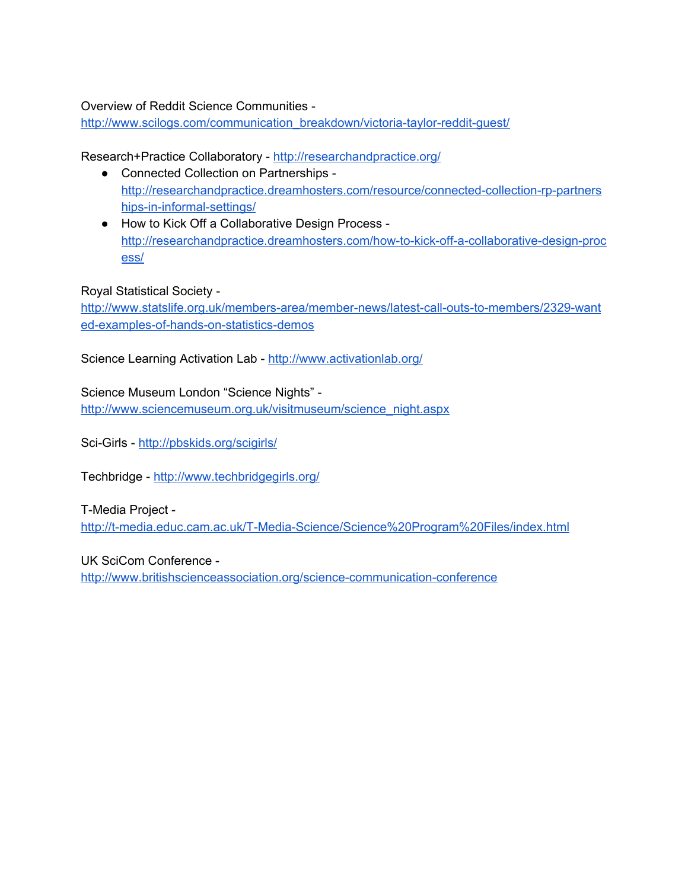Overview of Reddit Science Communities - http://www.scilogs.com/communication_breakdown/victoria-taylor-reddit-guest/

Research+Practice Collaboratory - http://researchandpractice.org/

- Connected Collection on Partnerships - http://researchandpractice.dreamhosters.com/resource/connected-collection-rp-partnerships-in-informal-settings/
- How to Kick Off a Collaborative Design Process - http://researchandpractice.dreamhosters.com/how-to-kick-off-a-collaborative-design-process/

Royal Statistical Society - http://www.statslife.org.uk/members-area/member-news/latest-call-outs-to-members/2329-wanted-examples-of-hands-on-statistics-demos

Science Learning Activation Lab - http://www.activationlab.org/

Science Museum London "Science Nights" - http://www.sciencemuseum.org.uk/visitmuseum/science_night.aspx

Sci-Girls - http://pbskids.org/scigirls/

Techbridge - http://www.techbridgegirls.org/

T-Media Project - http://t-media.educ.cam.ac.uk/T-Media-Science/Science%20Program%20Files/index.html

UK SciCom Conference - http://www.britishscienceassociation.org/science-communication-conference